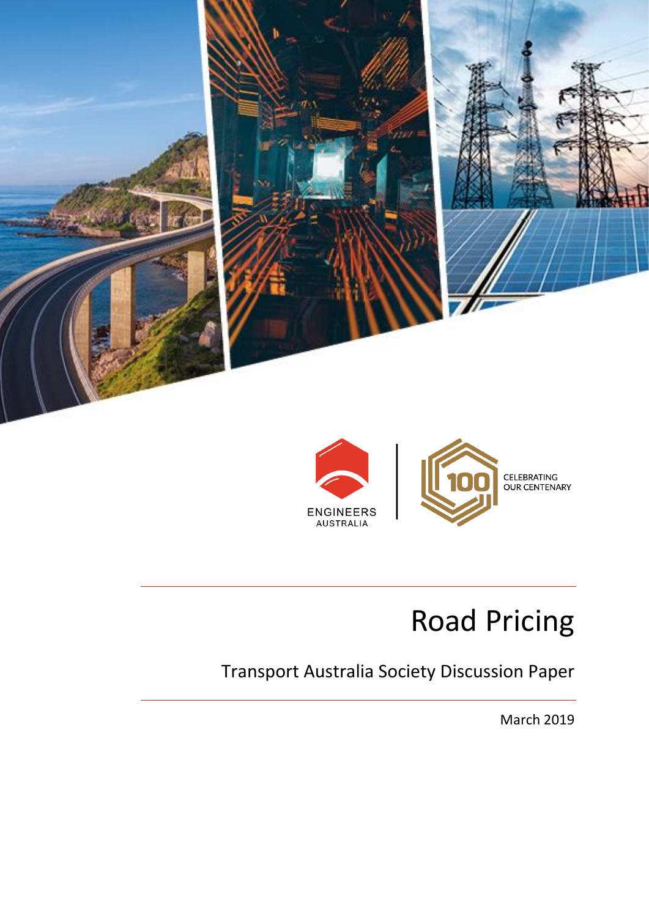ENGINEERS AUSTRALIA

CELEBRATING OUR CENTENARY

# Road Pricing

Transport Australia Society Discussion Paper

March 2019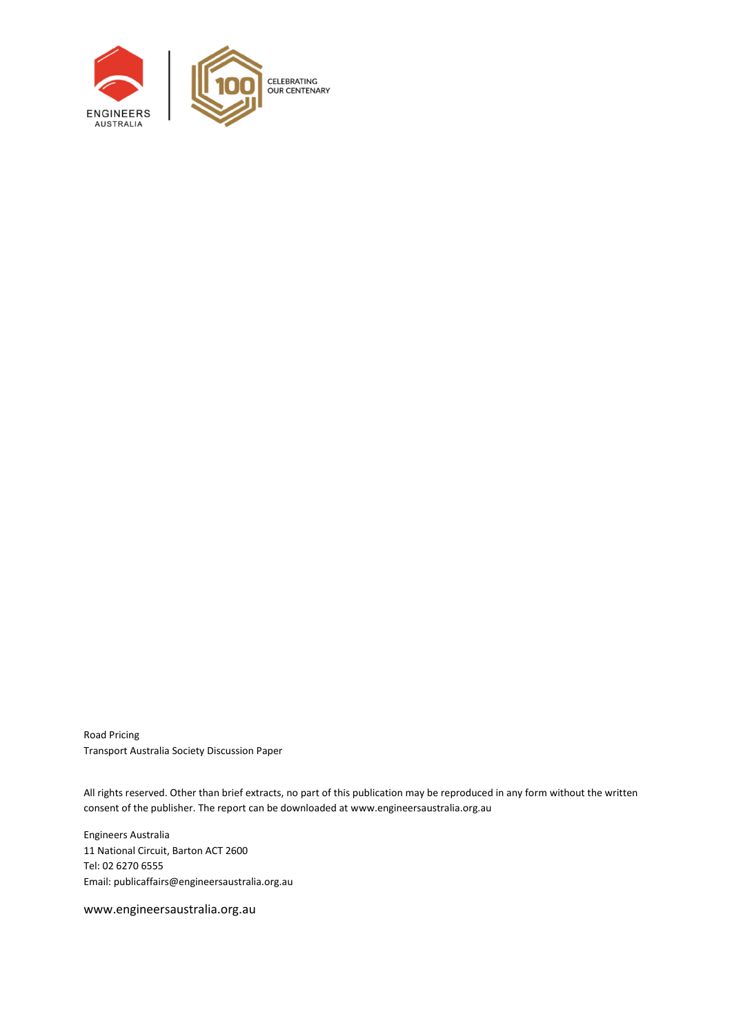Road Pricing
Transport Australia Society Discussion Paper

All rights reserved. Other than brief extracts, no part of this publication may be reproduced in any form without the written consent of the publisher. The report can be downloaded at www.engineersaustralia.org.au

Engineers Australia
11 National Circuit, Barton ACT 2600
Tel: 02 6270 6555
Email: publicaffairs@engineersaustralia.org.au

www.engineersaustralia.org.au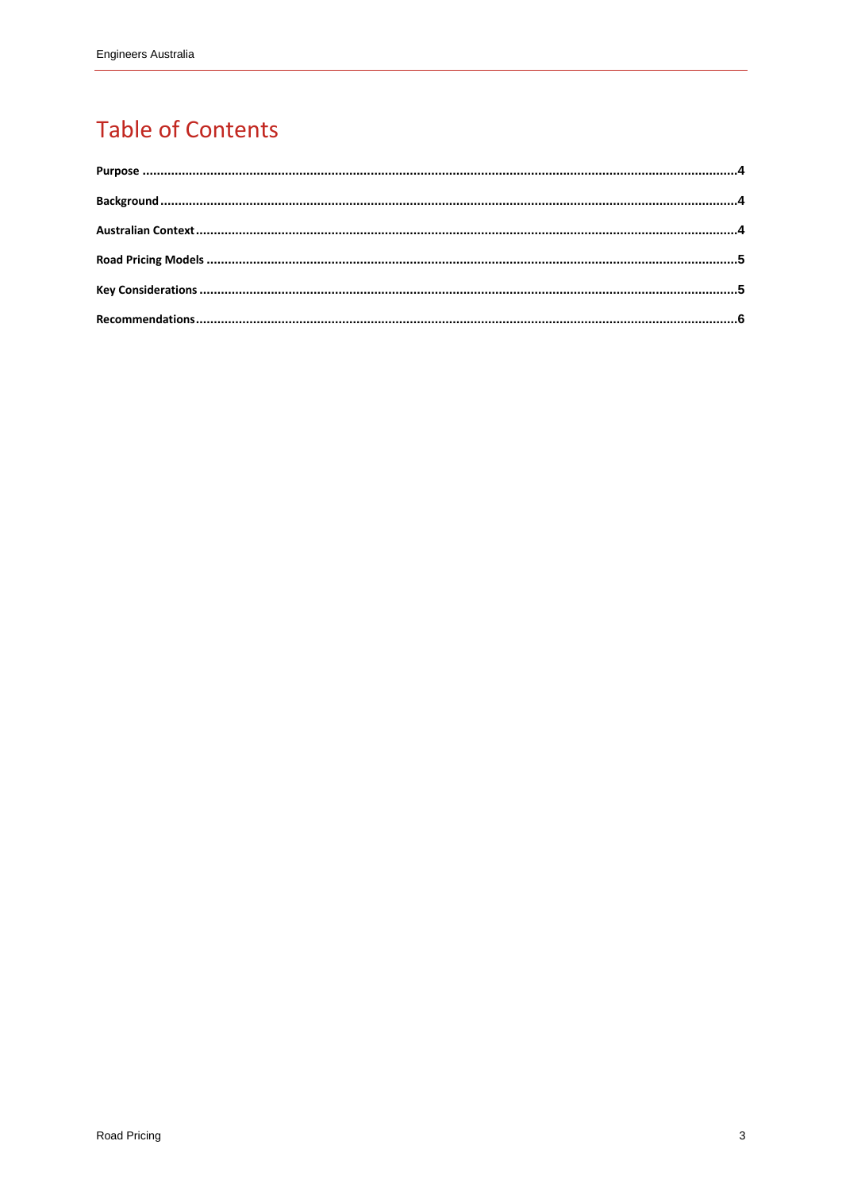# Table of Contents

**Purpose** ....................................................................................................................................................4

**Background** ..............................................................................................................................................4

**Australian Context** ...................................................................................................................................4

**Road Pricing Models** ................................................................................................................................5

**Key Considerations** ..................................................................................................................................5

**Recommendations** ....................................................................................................................................6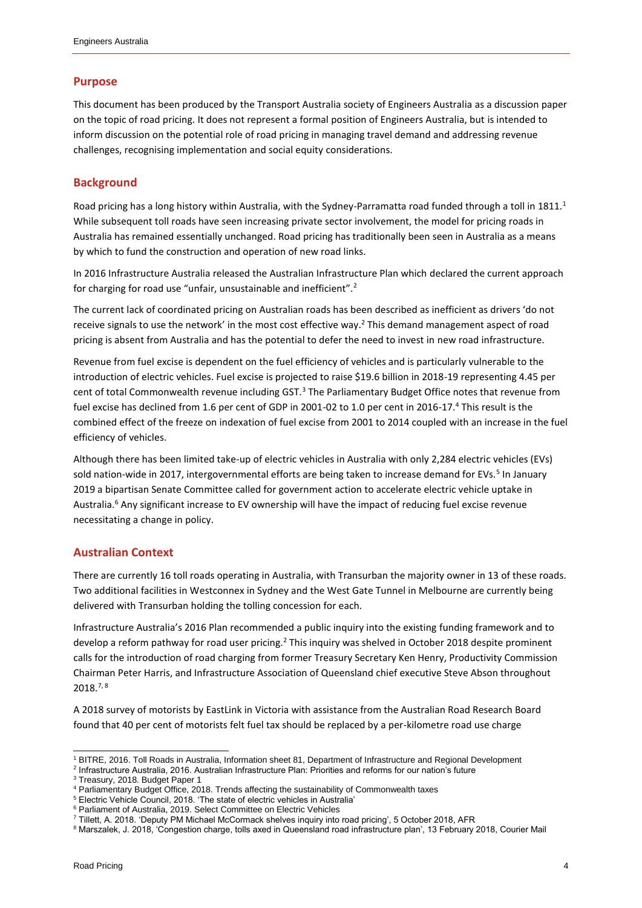## Purpose

This document has been produced by the Transport Australia society of Engineers Australia as a discussion paper on the topic of road pricing. It does not represent a formal position of Engineers Australia, but is intended to inform discussion on the potential role of road pricing in managing travel demand and addressing revenue challenges, recognising implementation and social equity considerations.

## Background

Road pricing has a long history within Australia, with the Sydney-Parramatta road funded through a toll in 1811.[1] While subsequent toll roads have seen increasing private sector involvement, the model for pricing roads in Australia has remained essentially unchanged. Road pricing has traditionally been seen in Australia as a means by which to fund the construction and operation of new road links.

In 2016 Infrastructure Australia released the Australian Infrastructure Plan which declared the current approach for charging for road use "unfair, unsustainable and inefficient".[2]

The current lack of coordinated pricing on Australian roads has been described as inefficient as drivers 'do not receive signals to use the network' in the most cost effective way.[2] This demand management aspect of road pricing is absent from Australia and has the potential to defer the need to invest in new road infrastructure.

Revenue from fuel excise is dependent on the fuel efficiency of vehicles and is particularly vulnerable to the introduction of electric vehicles. Fuel excise is projected to raise $19.6 billion in 2018-19 representing 4.45 per cent of total Commonwealth revenue including GST.[3] The Parliamentary Budget Office notes that revenue from fuel excise has declined from 1.6 per cent of GDP in 2001-02 to 1.0 per cent in 2016-17.[4] This result is the combined effect of the freeze on indexation of fuel excise from 2001 to 2014 coupled with an increase in the fuel efficiency of vehicles.

Although there has been limited take-up of electric vehicles in Australia with only 2,284 electric vehicles (EVs) sold nation-wide in 2017, intergovernmental efforts are being taken to increase demand for EVs.[5] In January 2019 a bipartisan Senate Committee called for government action to accelerate electric vehicle uptake in Australia.[6] Any significant increase to EV ownership will have the impact of reducing fuel excise revenue necessitating a change in policy.

## Australian Context

There are currently 16 toll roads operating in Australia, with Transurban the majority owner in 13 of these roads. Two additional facilities in Westconnex in Sydney and the West Gate Tunnel in Melbourne are currently being delivered with Transurban holding the tolling concession for each.

Infrastructure Australia's 2016 Plan recommended a public inquiry into the existing funding framework and to develop a reform pathway for road user pricing.[2] This inquiry was shelved in October 2018 despite prominent calls for the introduction of road charging from former Treasury Secretary Ken Henry, Productivity Commission Chairman Peter Harris, and Infrastructure Association of Queensland chief executive Steve Abson throughout 2018.[7, 8]

A 2018 survey of motorists by EastLink in Victoria with assistance from the Australian Road Research Board found that 40 per cent of motorists felt fuel tax should be replaced by a per-kilometre road use charge

---

[1] BITRE, 2016. Toll Roads in Australia, Information sheet 81, Department of Infrastructure and Regional Development

[2] Infrastructure Australia, 2016. Australian Infrastructure Plan: Priorities and reforms for our nation's future

[3] Treasury, 2018. Budget Paper 1

[4] Parliamentary Budget Office, 2018. Trends affecting the sustainability of Commonwealth taxes

[5] Electric Vehicle Council, 2018. 'The state of electric vehicles in Australia'

[6] Parliament of Australia, 2019. Select Committee on Electric Vehicles

[7] Tillett, A. 2018. 'Deputy PM Michael McCormack shelves inquiry into road pricing', 5 October 2018, AFR

[8] Marszalek, J. 2018, 'Congestion charge, tolls axed in Queensland road infrastructure plan', 13 February 2018, Courier Mail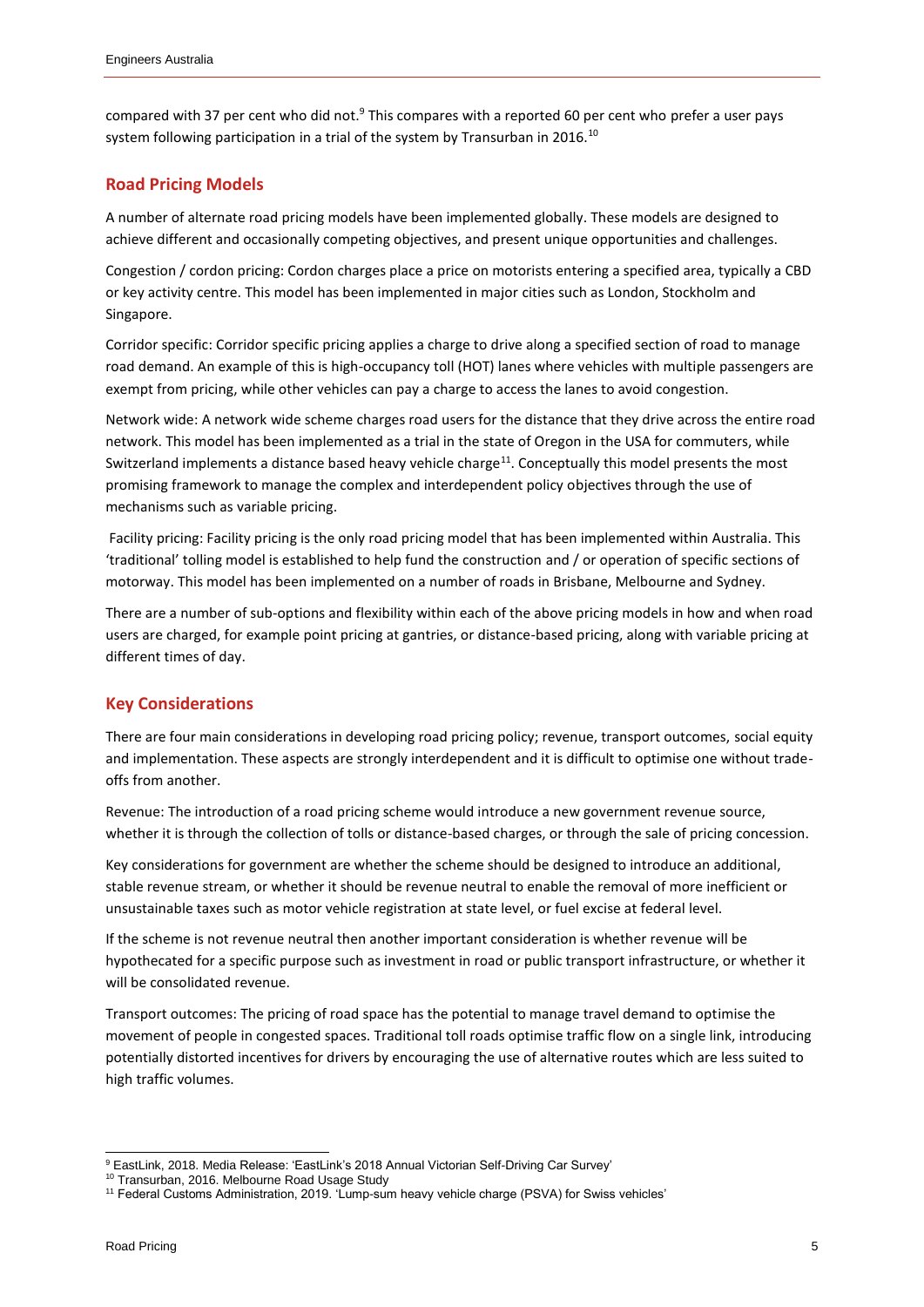compared with 37 per cent who did not.[9] This compares with a reported 60 per cent who prefer a user pays system following participation in a trial of the system by Transurban in 2016.[10]

## Road Pricing Models

A number of alternate road pricing models have been implemented globally. These models are designed to achieve different and occasionally competing objectives, and present unique opportunities and challenges.

Congestion / cordon pricing: Cordon charges place a price on motorists entering a specified area, typically a CBD or key activity centre. This model has been implemented in major cities such as London, Stockholm and Singapore.

Corridor specific: Corridor specific pricing applies a charge to drive along a specified section of road to manage road demand. An example of this is high-occupancy toll (HOT) lanes where vehicles with multiple passengers are exempt from pricing, while other vehicles can pay a charge to access the lanes to avoid congestion.

Network wide: A network wide scheme charges road users for the distance that they drive across the entire road network. This model has been implemented as a trial in the state of Oregon in the USA for commuters, while Switzerland implements a distance based heavy vehicle charge[11]. Conceptually this model presents the most promising framework to manage the complex and interdependent policy objectives through the use of mechanisms such as variable pricing.

Facility pricing: Facility pricing is the only road pricing model that has been implemented within Australia. This 'traditional' tolling model is established to help fund the construction and / or operation of specific sections of motorway. This model has been implemented on a number of roads in Brisbane, Melbourne and Sydney.

There are a number of sub-options and flexibility within each of the above pricing models in how and when road users are charged, for example point pricing at gantries, or distance-based pricing, along with variable pricing at different times of day.

## Key Considerations

There are four main considerations in developing road pricing policy; revenue, transport outcomes, social equity and implementation. These aspects are strongly interdependent and it is difficult to optimise one without trade-offs from another.

Revenue: The introduction of a road pricing scheme would introduce a new government revenue source, whether it is through the collection of tolls or distance-based charges, or through the sale of pricing concession.

Key considerations for government are whether the scheme should be designed to introduce an additional, stable revenue stream, or whether it should be revenue neutral to enable the removal of more inefficient or unsustainable taxes such as motor vehicle registration at state level, or fuel excise at federal level.

If the scheme is not revenue neutral then another important consideration is whether revenue will be hypothecated for a specific purpose such as investment in road or public transport infrastructure, or whether it will be consolidated revenue.

Transport outcomes: The pricing of road space has the potential to manage travel demand to optimise the movement of people in congested spaces. Traditional toll roads optimise traffic flow on a single link, introducing potentially distorted incentives for drivers by encouraging the use of alternative routes which are less suited to high traffic volumes.

---

[9] EastLink, 2018. Media Release: 'EastLink's 2018 Annual Victorian Self-Driving Car Survey'

[10] Transurban, 2016. Melbourne Road Usage Study

[11] Federal Customs Administration, 2019. 'Lump-sum heavy vehicle charge (PSVA) for Swiss vehicles'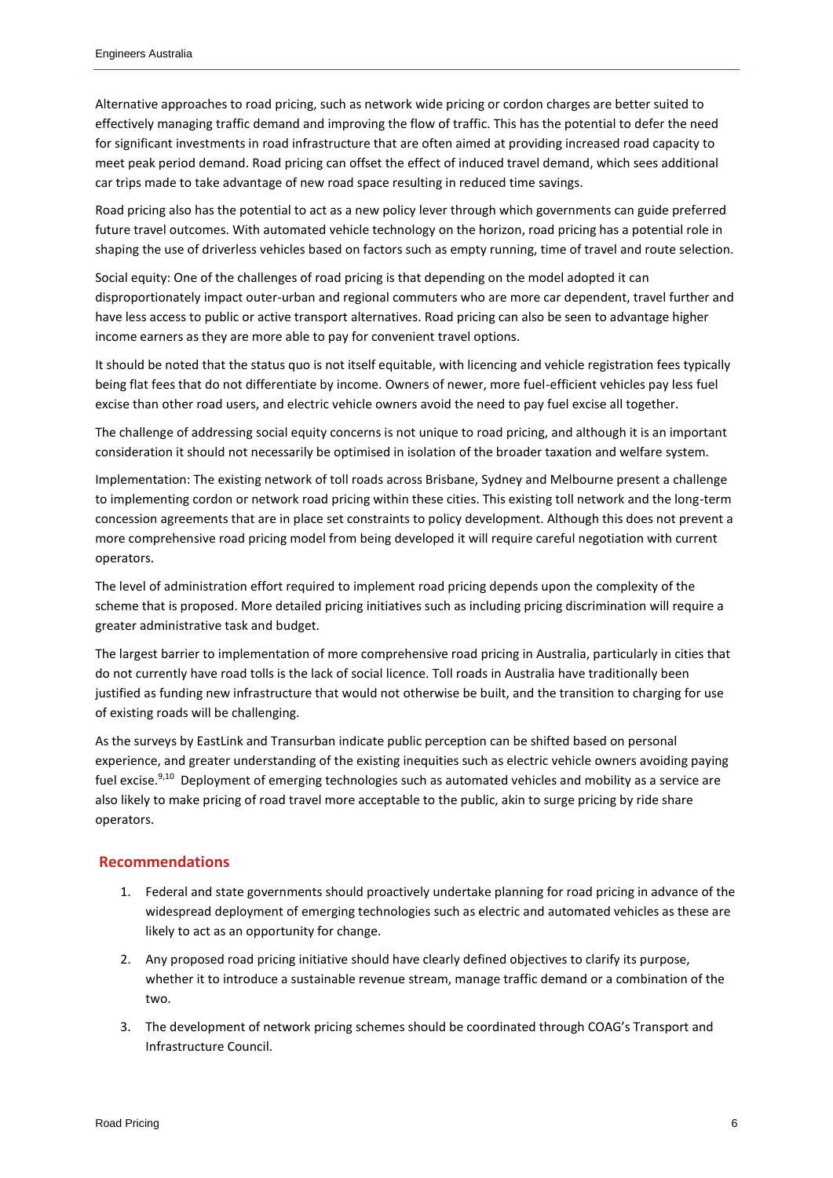Alternative approaches to road pricing, such as network wide pricing or cordon charges are better suited to effectively managing traffic demand and improving the flow of traffic. This has the potential to defer the need for significant investments in road infrastructure that are often aimed at providing increased road capacity to meet peak period demand. Road pricing can offset the effect of induced travel demand, which sees additional car trips made to take advantage of new road space resulting in reduced time savings.

Road pricing also has the potential to act as a new policy lever through which governments can guide preferred future travel outcomes. With automated vehicle technology on the horizon, road pricing has a potential role in shaping the use of driverless vehicles based on factors such as empty running, time of travel and route selection.

Social equity: One of the challenges of road pricing is that depending on the model adopted it can disproportionately impact outer-urban and regional commuters who are more car dependent, travel further and have less access to public or active transport alternatives. Road pricing can also be seen to advantage higher income earners as they are more able to pay for convenient travel options.

It should be noted that the status quo is not itself equitable, with licencing and vehicle registration fees typically being flat fees that do not differentiate by income. Owners of newer, more fuel-efficient vehicles pay less fuel excise than other road users, and electric vehicle owners avoid the need to pay fuel excise all together.

The challenge of addressing social equity concerns is not unique to road pricing, and although it is an important consideration it should not necessarily be optimised in isolation of the broader taxation and welfare system.

Implementation: The existing network of toll roads across Brisbane, Sydney and Melbourne present a challenge to implementing cordon or network road pricing within these cities. This existing toll network and the long-term concession agreements that are in place set constraints to policy development. Although this does not prevent a more comprehensive road pricing model from being developed it will require careful negotiation with current operators.

The level of administration effort required to implement road pricing depends upon the complexity of the scheme that is proposed. More detailed pricing initiatives such as including pricing discrimination will require a greater administrative task and budget.

The largest barrier to implementation of more comprehensive road pricing in Australia, particularly in cities that do not currently have road tolls is the lack of social licence. Toll roads in Australia have traditionally been justified as funding new infrastructure that would not otherwise be built, and the transition to charging for use of existing roads will be challenging.

As the surveys by EastLink and Transurban indicate public perception can be shifted based on personal experience, and greater understanding of the existing inequities such as electric vehicle owners avoiding paying fuel excise.[9,10] Deployment of emerging technologies such as automated vehicles and mobility as a service are also likely to make pricing of road travel more acceptable to the public, akin to surge pricing by ride share operators.

## Recommendations

1. Federal and state governments should proactively undertake planning for road pricing in advance of the widespread deployment of emerging technologies such as electric and automated vehicles as these are likely to act as an opportunity for change.
2. Any proposed road pricing initiative should have clearly defined objectives to clarify its purpose, whether it to introduce a sustainable revenue stream, manage traffic demand or a combination of the two.
3. The development of network pricing schemes should be coordinated through COAG's Transport and Infrastructure Council.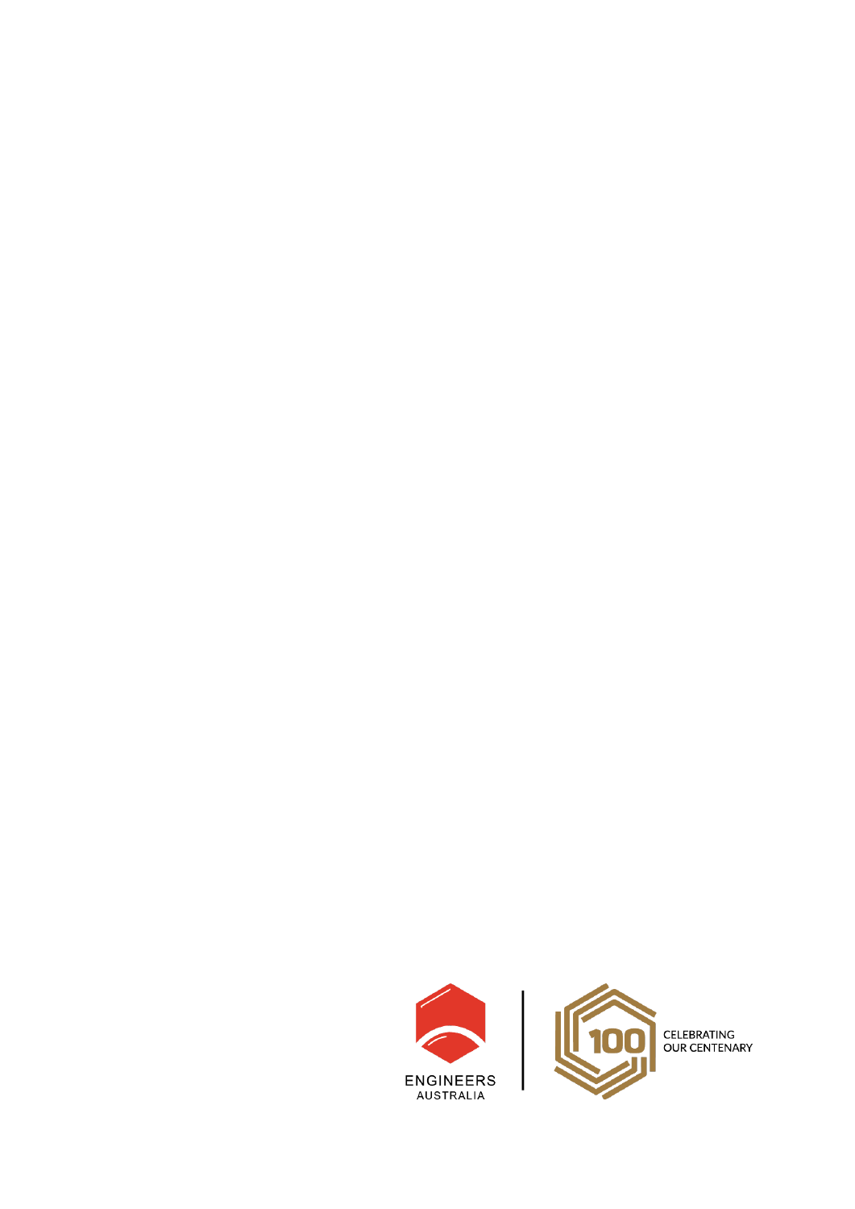ENGINEERS
AUSTRALIA

CELEBRATING
OUR CENTENARY